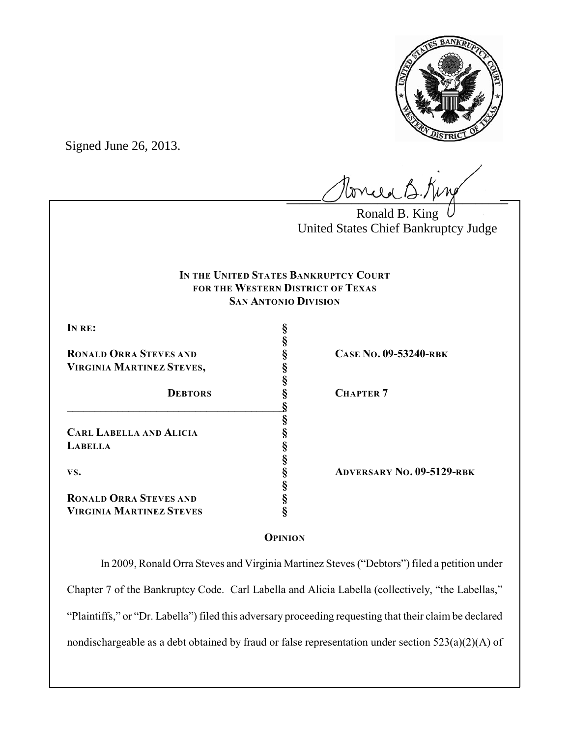Signed June 26, 2013.

Ronald B. King
United States Chief Bankruptcy Judge

**IN THE UNITED STATES BANKRUPTCY COURT**
**FOR THE WESTERN DISTRICT OF TEXAS**
**SAN ANTONIO DIVISION**

| | | |
|---|---|---|
| **IN RE:** | § | |
| | § | |
| **RONALD ORRA STEVES AND VIRGINIA MARTINEZ STEVES,** | § | **CASE NO. 09-53240-RBK** |
| | § | |
| **DEBTORS** | § | **CHAPTER 7** |
| | § | |
| **CARL LABELLA AND ALICIA LABELLA** | § | |
| | § | |
| **VS.** | § | **ADVERSARY NO. 09-5129-RBK** |
| | § | |
| **RONALD ORRA STEVES AND VIRGINIA MARTINEZ STEVES** | § | |

**OPINION**

In 2009, Ronald Orra Steves and Virginia Martinez Steves ("Debtors") filed a petition under Chapter 7 of the Bankruptcy Code. Carl Labella and Alicia Labella (collectively, "the Labellas," "Plaintiffs," or "Dr. Labella") filed this adversary proceeding requesting that their claim be declared nondischargeable as a debt obtained by fraud or false representation under section 523(a)(2)(A) of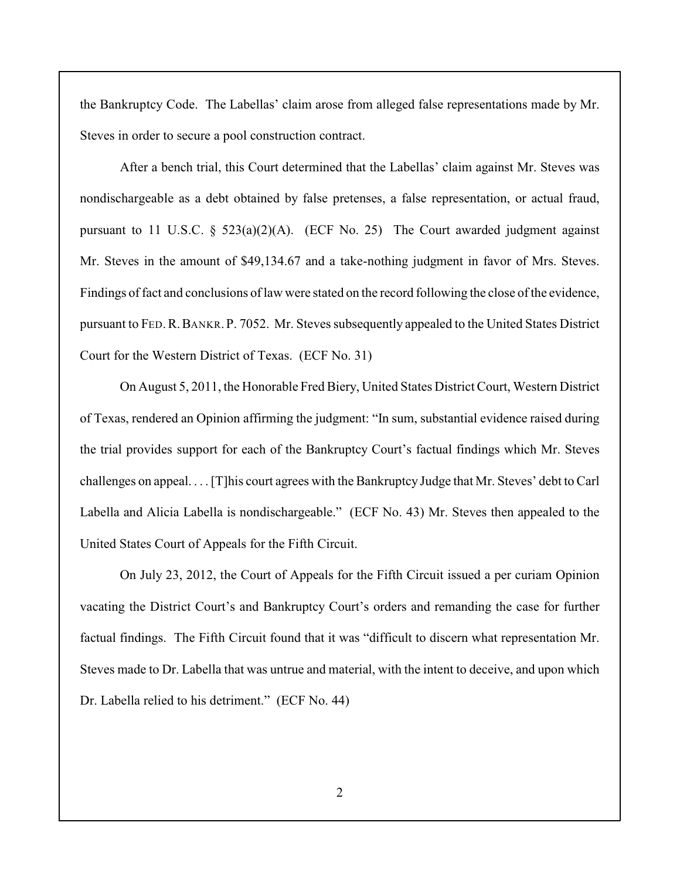the Bankruptcy Code. The Labellas' claim arose from alleged false representations made by Mr. Steves in order to secure a pool construction contract.

After a bench trial, this Court determined that the Labellas' claim against Mr. Steves was nondischargeable as a debt obtained by false pretenses, a false representation, or actual fraud, pursuant to 11 U.S.C. § 523(a)(2)(A). (ECF No. 25) The Court awarded judgment against Mr. Steves in the amount of $49,134.67 and a take-nothing judgment in favor of Mrs. Steves. Findings of fact and conclusions of law were stated on the record following the close of the evidence, pursuant to FED. R. BANKR. P. 7052. Mr. Steves subsequently appealed to the United States District Court for the Western District of Texas. (ECF No. 31)

On August 5, 2011, the Honorable Fred Biery, United States District Court, Western District of Texas, rendered an Opinion affirming the judgment: "In sum, substantial evidence raised during the trial provides support for each of the Bankruptcy Court's factual findings which Mr. Steves challenges on appeal. . . . [T]his court agrees with the Bankruptcy Judge that Mr. Steves' debt to Carl Labella and Alicia Labella is nondischargeable." (ECF No. 43) Mr. Steves then appealed to the United States Court of Appeals for the Fifth Circuit.

On July 23, 2012, the Court of Appeals for the Fifth Circuit issued a per curiam Opinion vacating the District Court's and Bankruptcy Court's orders and remanding the case for further factual findings. The Fifth Circuit found that it was "difficult to discern what representation Mr. Steves made to Dr. Labella that was untrue and material, with the intent to deceive, and upon which Dr. Labella relied to his detriment." (ECF No. 44)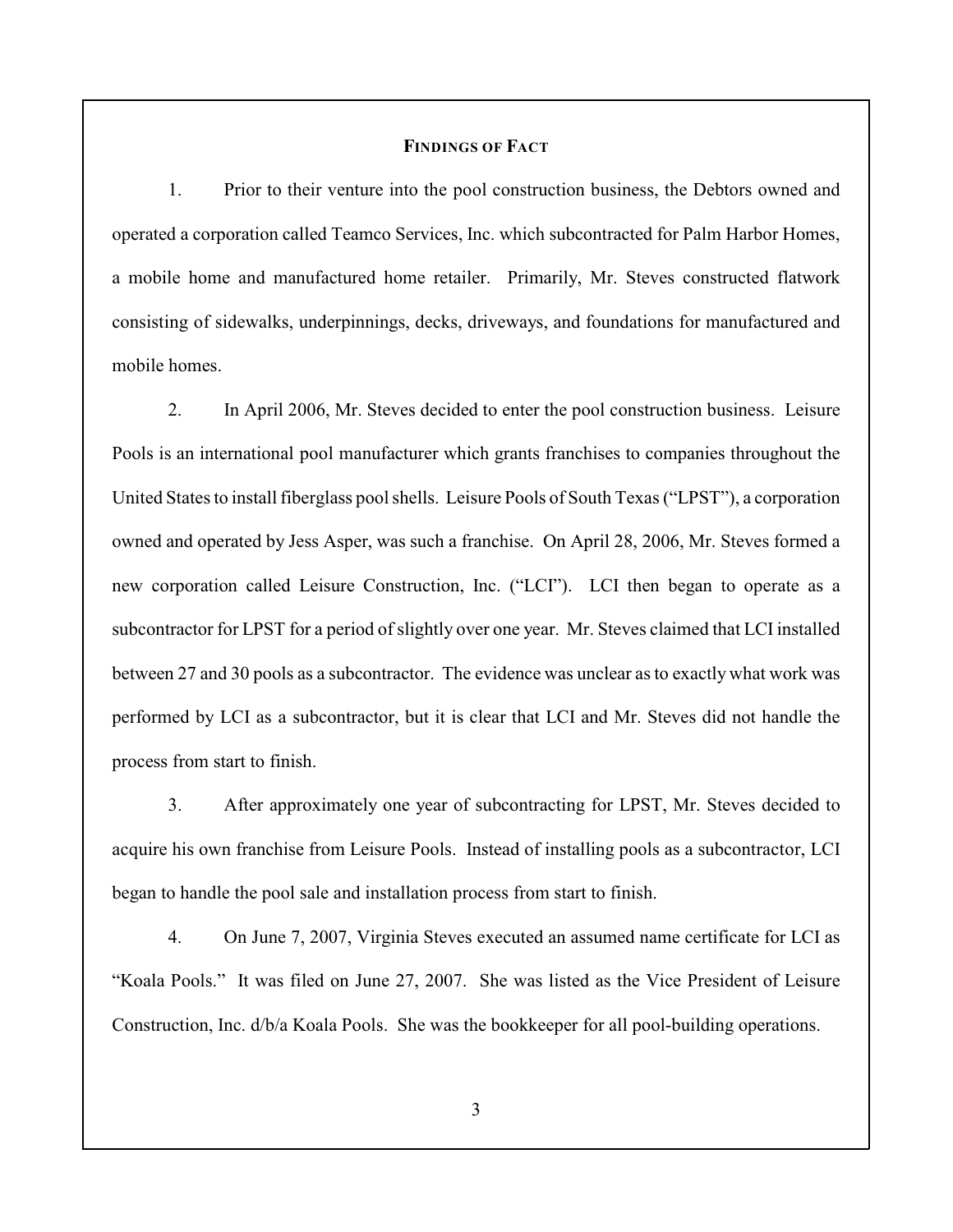## FINDINGS OF FACT

1. Prior to their venture into the pool construction business, the Debtors owned and operated a corporation called Teamco Services, Inc. which subcontracted for Palm Harbor Homes, a mobile home and manufactured home retailer. Primarily, Mr. Steves constructed flatwork consisting of sidewalks, underpinnings, decks, driveways, and foundations for manufactured and mobile homes.

2. In April 2006, Mr. Steves decided to enter the pool construction business. Leisure Pools is an international pool manufacturer which grants franchises to companies throughout the United States to install fiberglass pool shells. Leisure Pools of South Texas ("LPST"), a corporation owned and operated by Jess Asper, was such a franchise. On April 28, 2006, Mr. Steves formed a new corporation called Leisure Construction, Inc. ("LCI"). LCI then began to operate as a subcontractor for LPST for a period of slightly over one year. Mr. Steves claimed that LCI installed between 27 and 30 pools as a subcontractor. The evidence was unclear as to exactly what work was performed by LCI as a subcontractor, but it is clear that LCI and Mr. Steves did not handle the process from start to finish.

3. After approximately one year of subcontracting for LPST, Mr. Steves decided to acquire his own franchise from Leisure Pools. Instead of installing pools as a subcontractor, LCI began to handle the pool sale and installation process from start to finish.

4. On June 7, 2007, Virginia Steves executed an assumed name certificate for LCI as "Koala Pools." It was filed on June 27, 2007. She was listed as the Vice President of Leisure Construction, Inc. d/b/a Koala Pools. She was the bookkeeper for all pool-building operations.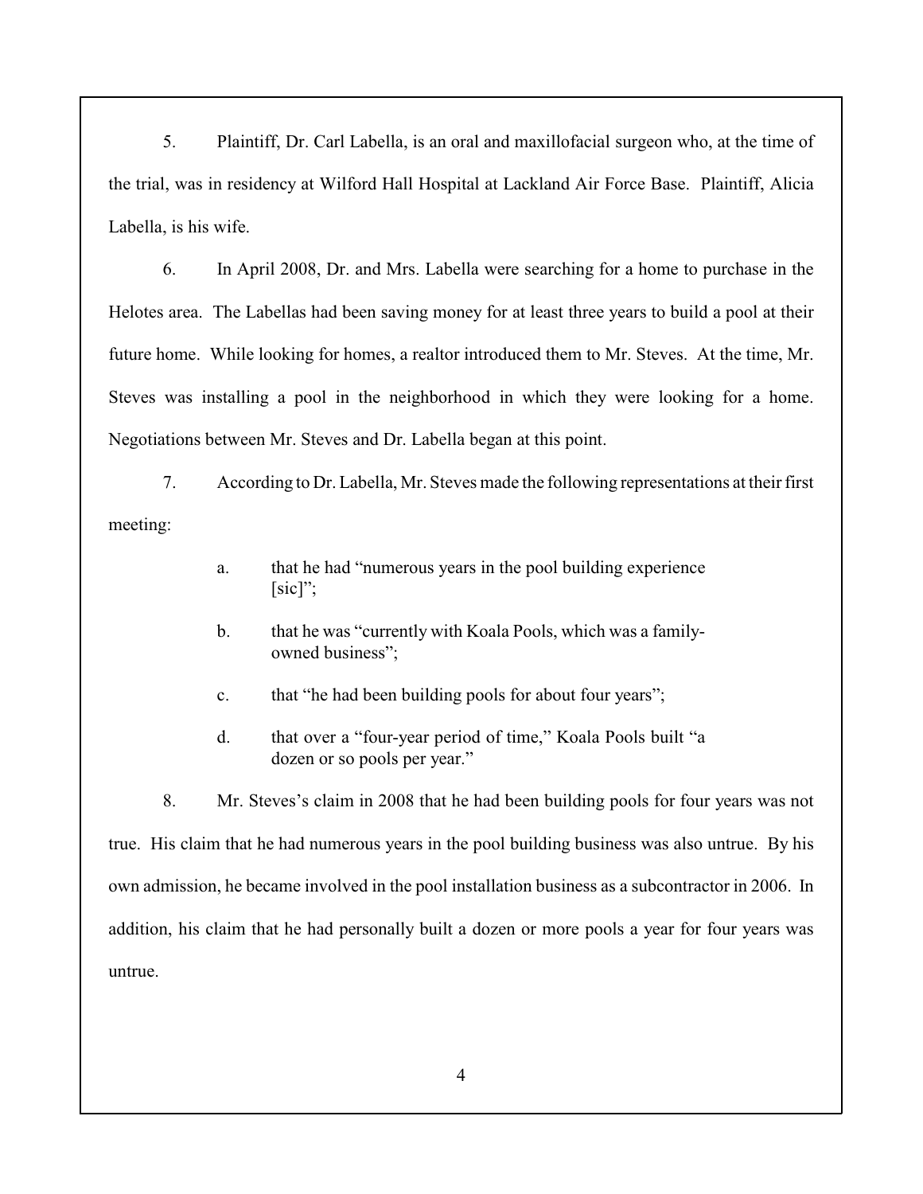5. Plaintiff, Dr. Carl Labella, is an oral and maxillofacial surgeon who, at the time of the trial, was in residency at Wilford Hall Hospital at Lackland Air Force Base. Plaintiff, Alicia Labella, is his wife.

6. In April 2008, Dr. and Mrs. Labella were searching for a home to purchase in the Helotes area. The Labellas had been saving money for at least three years to build a pool at their future home. While looking for homes, a realtor introduced them to Mr. Steves. At the time, Mr. Steves was installing a pool in the neighborhood in which they were looking for a home. Negotiations between Mr. Steves and Dr. Labella began at this point.

7. According to Dr. Labella, Mr. Steves made the following representations at their first meeting:

> a. that he had "numerous years in the pool building experience [sic]";
>
> b. that he was "currently with Koala Pools, which was a family-owned business";
>
> c. that "he had been building pools for about four years";
>
> d. that over a "four-year period of time," Koala Pools built "a dozen or so pools per year."

8. Mr. Steves's claim in 2008 that he had been building pools for four years was not true. His claim that he had numerous years in the pool building business was also untrue. By his own admission, he became involved in the pool installation business as a subcontractor in 2006. In addition, his claim that he had personally built a dozen or more pools a year for four years was untrue.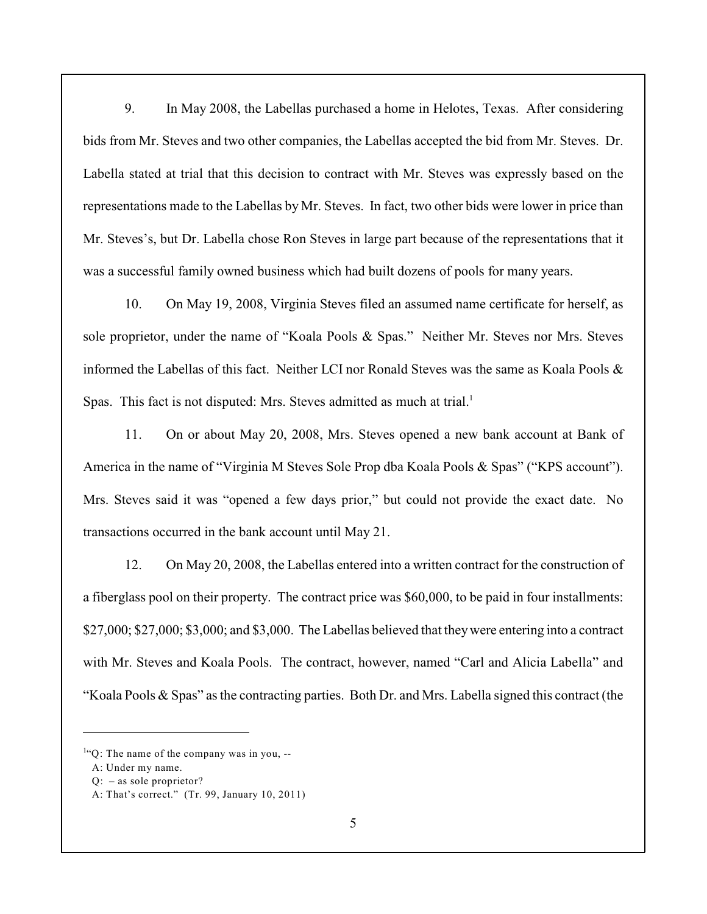9. In May 2008, the Labellas purchased a home in Helotes, Texas. After considering bids from Mr. Steves and two other companies, the Labellas accepted the bid from Mr. Steves. Dr. Labella stated at trial that this decision to contract with Mr. Steves was expressly based on the representations made to the Labellas by Mr. Steves. In fact, two other bids were lower in price than Mr. Steves's, but Dr. Labella chose Ron Steves in large part because of the representations that it was a successful family owned business which had built dozens of pools for many years.

10. On May 19, 2008, Virginia Steves filed an assumed name certificate for herself, as sole proprietor, under the name of "Koala Pools & Spas." Neither Mr. Steves nor Mrs. Steves informed the Labellas of this fact. Neither LCI nor Ronald Steves was the same as Koala Pools & Spas. This fact is not disputed: Mrs. Steves admitted as much at trial.[1]

11. On or about May 20, 2008, Mrs. Steves opened a new bank account at Bank of America in the name of "Virginia M Steves Sole Prop dba Koala Pools & Spas" ("KPS account"). Mrs. Steves said it was "opened a few days prior," but could not provide the exact date. No transactions occurred in the bank account until May 21.

12. On May 20, 2008, the Labellas entered into a written contract for the construction of a fiberglass pool on their property. The contract price was $60,000, to be paid in four installments: $27,000; $27,000; $3,000; and $3,000. The Labellas believed that they were entering into a contract with Mr. Steves and Koala Pools. The contract, however, named "Carl and Alicia Labella" and "Koala Pools & Spas" as the contracting parties. Both Dr. and Mrs. Labella signed this contract (the

---

[1] "Q: The name of the company was in you, --
A: Under my name.
Q: – as sole proprietor?
A: That's correct." (Tr. 99, January 10, 2011)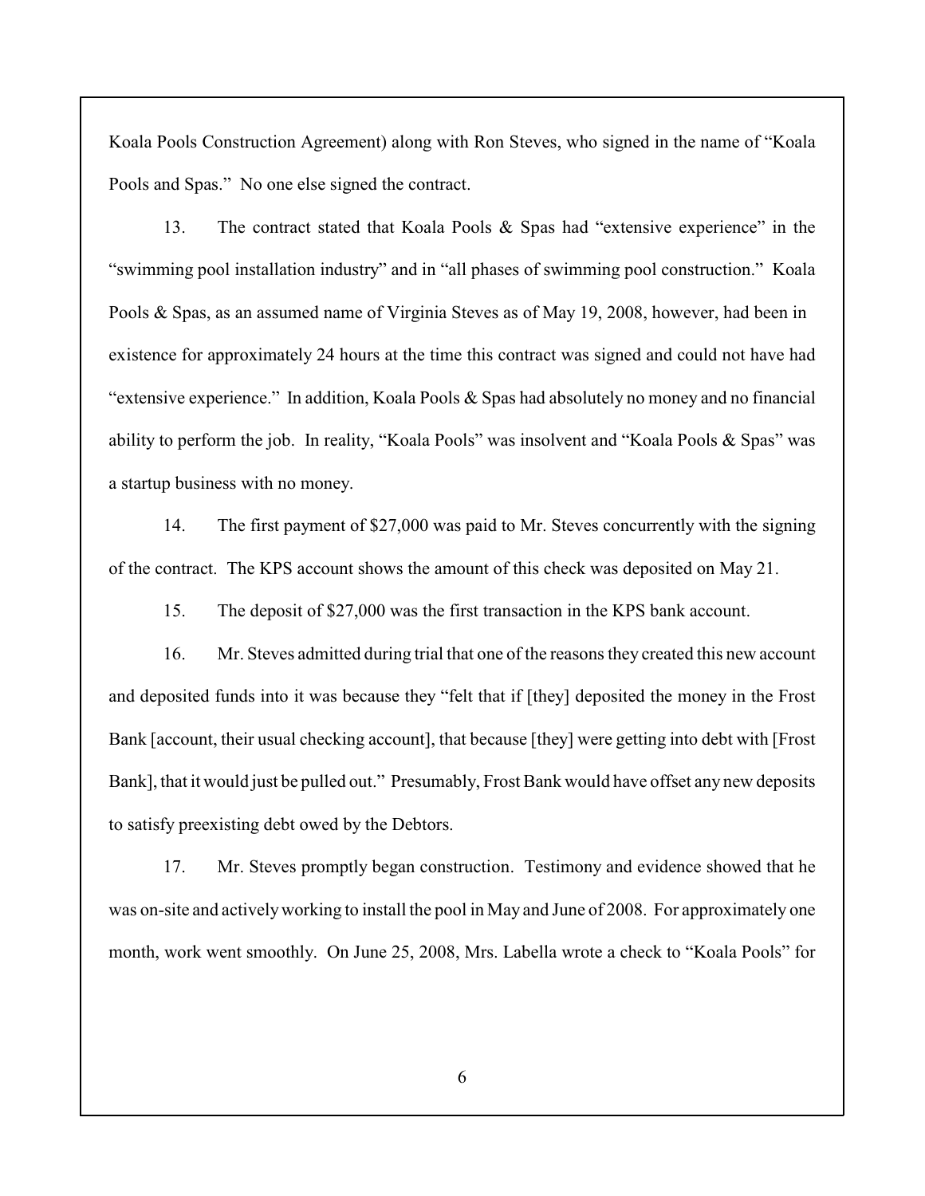Koala Pools Construction Agreement) along with Ron Steves, who signed in the name of "Koala Pools and Spas." No one else signed the contract.

13. The contract stated that Koala Pools & Spas had "extensive experience" in the "swimming pool installation industry" and in "all phases of swimming pool construction." Koala Pools & Spas, as an assumed name of Virginia Steves as of May 19, 2008, however, had been in existence for approximately 24 hours at the time this contract was signed and could not have had "extensive experience." In addition, Koala Pools & Spas had absolutely no money and no financial ability to perform the job. In reality, "Koala Pools" was insolvent and "Koala Pools & Spas" was a startup business with no money.

14. The first payment of $27,000 was paid to Mr. Steves concurrently with the signing of the contract. The KPS account shows the amount of this check was deposited on May 21.

15. The deposit of $27,000 was the first transaction in the KPS bank account.

16. Mr. Steves admitted during trial that one of the reasons they created this new account and deposited funds into it was because they "felt that if [they] deposited the money in the Frost Bank [account, their usual checking account], that because [they] were getting into debt with [Frost Bank], that it would just be pulled out." Presumably, Frost Bank would have offset any new deposits to satisfy preexisting debt owed by the Debtors.

17. Mr. Steves promptly began construction. Testimony and evidence showed that he was on-site and actively working to install the pool in May and June of 2008. For approximately one month, work went smoothly. On June 25, 2008, Mrs. Labella wrote a check to "Koala Pools" for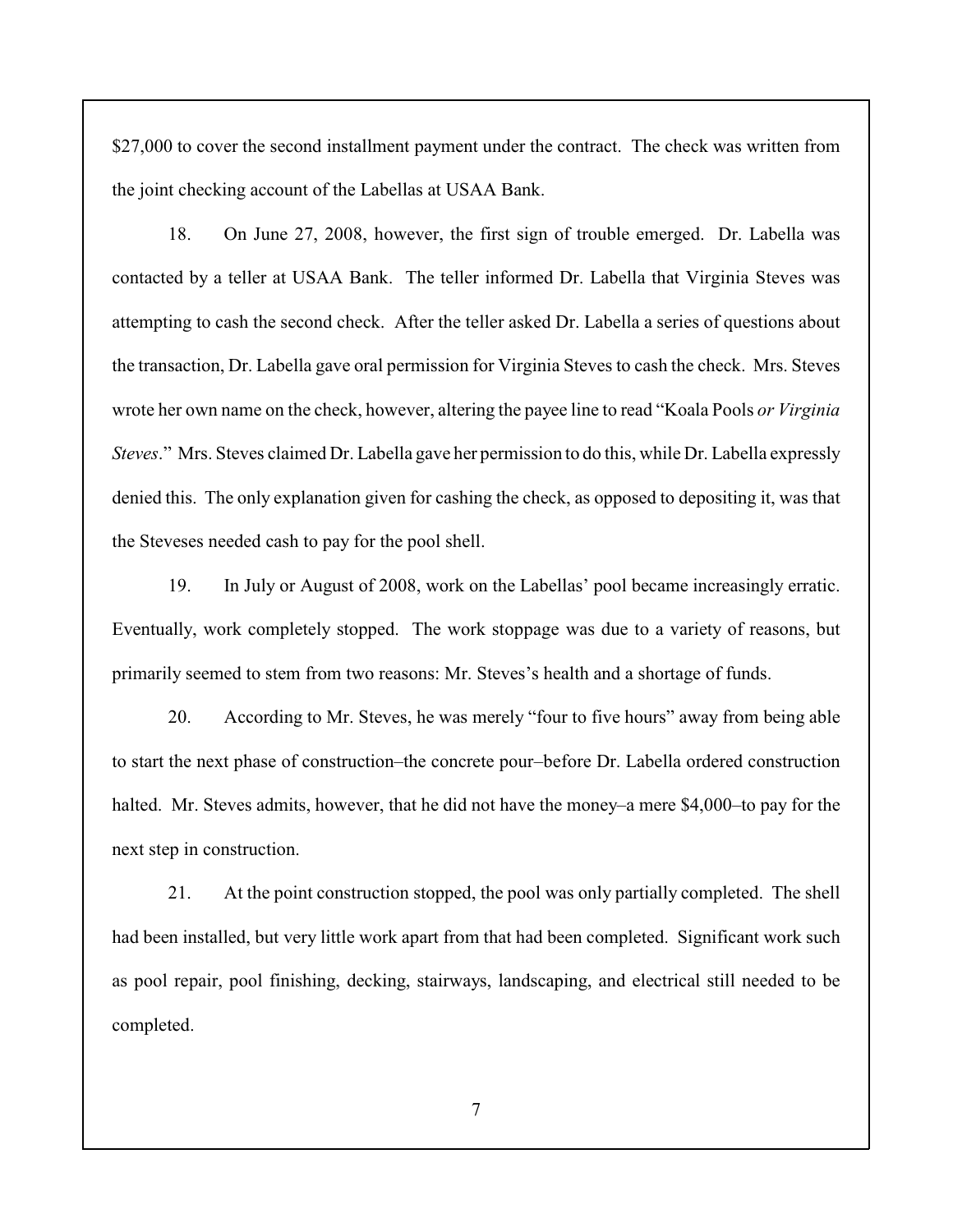$27,000 to cover the second installment payment under the contract. The check was written from the joint checking account of the Labellas at USAA Bank.

18. On June 27, 2008, however, the first sign of trouble emerged. Dr. Labella was contacted by a teller at USAA Bank. The teller informed Dr. Labella that Virginia Steves was attempting to cash the second check. After the teller asked Dr. Labella a series of questions about the transaction, Dr. Labella gave oral permission for Virginia Steves to cash the check. Mrs. Steves wrote her own name on the check, however, altering the payee line to read "Koala Pools *or Virginia Steves*." Mrs. Steves claimed Dr. Labella gave her permission to do this, while Dr. Labella expressly denied this. The only explanation given for cashing the check, as opposed to depositing it, was that the Steveses needed cash to pay for the pool shell.

19. In July or August of 2008, work on the Labellas' pool became increasingly erratic. Eventually, work completely stopped. The work stoppage was due to a variety of reasons, but primarily seemed to stem from two reasons: Mr. Steves's health and a shortage of funds.

20. According to Mr. Steves, he was merely "four to five hours" away from being able to start the next phase of construction–the concrete pour–before Dr. Labella ordered construction halted. Mr. Steves admits, however, that he did not have the money–a mere $4,000–to pay for the next step in construction.

21. At the point construction stopped, the pool was only partially completed. The shell had been installed, but very little work apart from that had been completed. Significant work such as pool repair, pool finishing, decking, stairways, landscaping, and electrical still needed to be completed.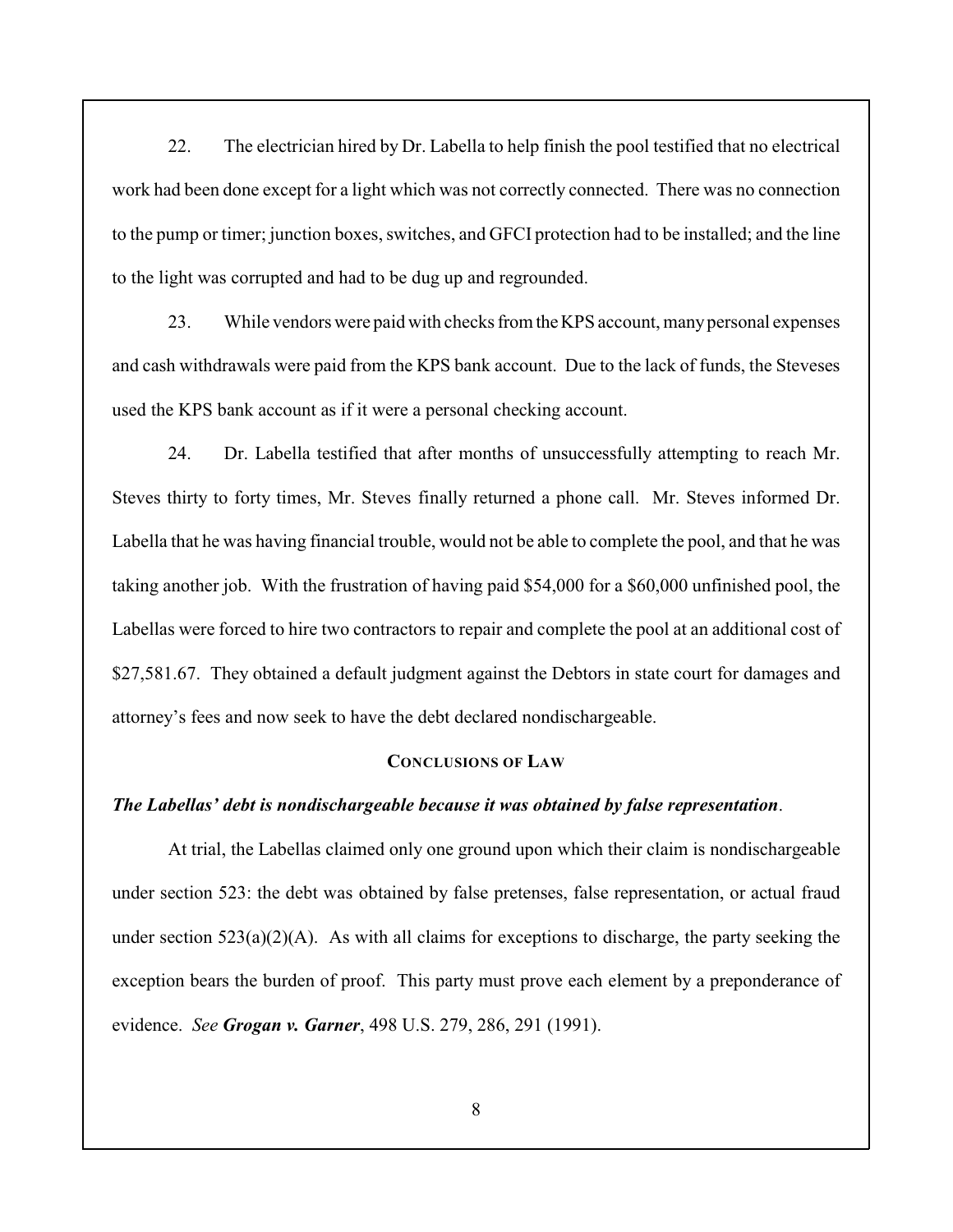22. The electrician hired by Dr. Labella to help finish the pool testified that no electrical work had been done except for a light which was not correctly connected. There was no connection to the pump or timer; junction boxes, switches, and GFCI protection had to be installed; and the line to the light was corrupted and had to be dug up and regrounded.

23. While vendors were paid with checks from the KPS account, many personal expenses and cash withdrawals were paid from the KPS bank account. Due to the lack of funds, the Steveses used the KPS bank account as if it were a personal checking account.

24. Dr. Labella testified that after months of unsuccessfully attempting to reach Mr. Steves thirty to forty times, Mr. Steves finally returned a phone call. Mr. Steves informed Dr. Labella that he was having financial trouble, would not be able to complete the pool, and that he was taking another job. With the frustration of having paid $54,000 for a $60,000 unfinished pool, the Labellas were forced to hire two contractors to repair and complete the pool at an additional cost of $27,581.67. They obtained a default judgment against the Debtors in state court for damages and attorney's fees and now seek to have the debt declared nondischargeable.

## CONCLUSIONS OF LAW

***The Labellas' debt is nondischargeable because it was obtained by false representation*.**

At trial, the Labellas claimed only one ground upon which their claim is nondischargeable under section 523: the debt was obtained by false pretenses, false representation, or actual fraud under section 523(a)(2)(A). As with all claims for exceptions to discharge, the party seeking the exception bears the burden of proof. This party must prove each element by a preponderance of evidence. *See* ***Grogan v. Garner***, 498 U.S. 279, 286, 291 (1991).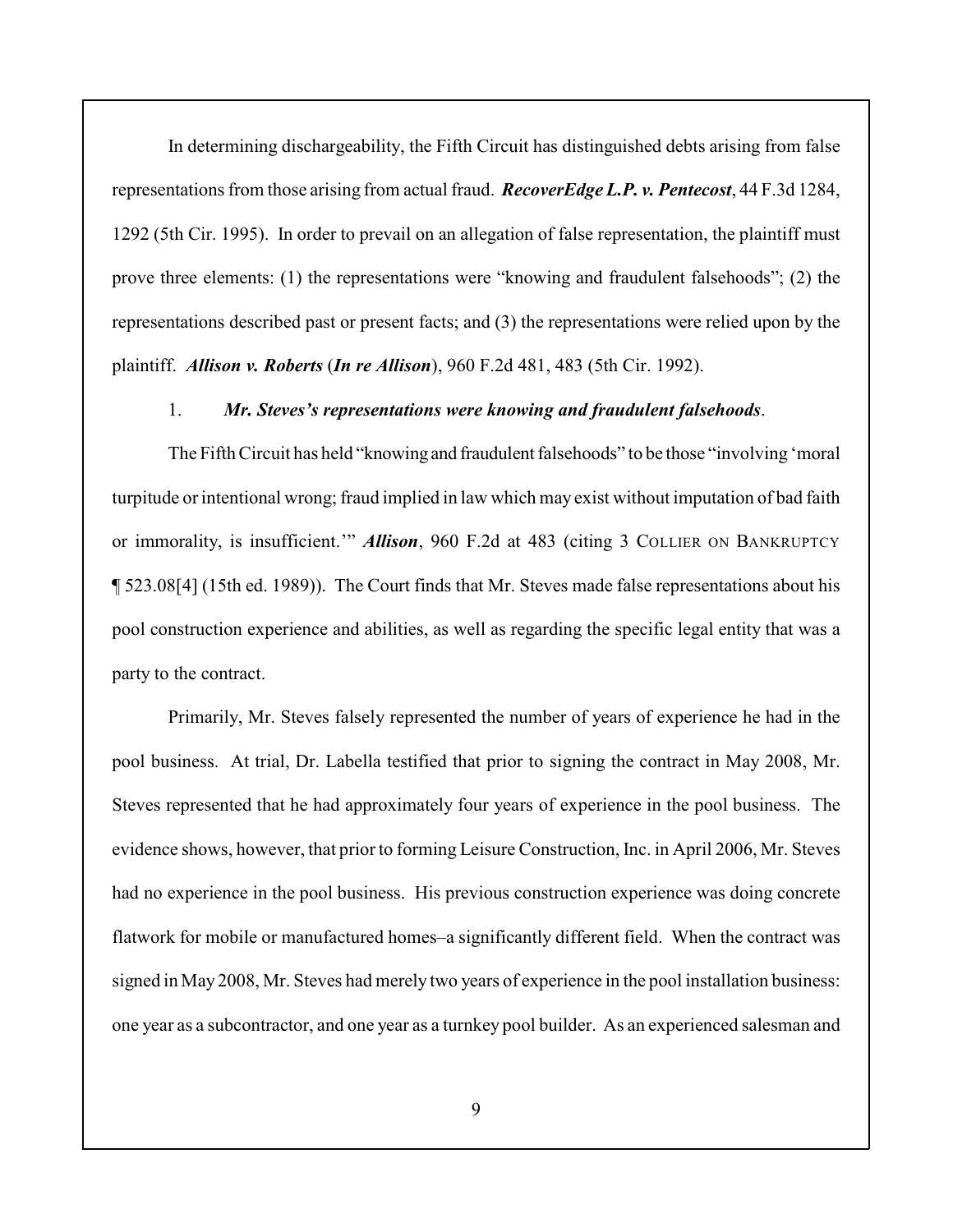In determining dischargeability, the Fifth Circuit has distinguished debts arising from false representations from those arising from actual fraud. ***RecoverEdge L.P. v. Pentecost***, 44 F.3d 1284, 1292 (5th Cir. 1995). In order to prevail on an allegation of false representation, the plaintiff must prove three elements: (1) the representations were "knowing and fraudulent falsehoods"; (2) the representations described past or present facts; and (3) the representations were relied upon by the plaintiff. ***Allison v. Roberts*** (***In re Allison***), 960 F.2d 481, 483 (5th Cir. 1992).

1. ***Mr. Steves's representations were knowing and fraudulent falsehoods***.

The Fifth Circuit has held "knowing and fraudulent falsehoods" to be those "involving 'moral turpitude or intentional wrong; fraud implied in law which may exist without imputation of bad faith or immorality, is insufficient.'" ***Allison***, 960 F.2d at 483 (citing 3 COLLIER ON BANKRUPTCY ¶ 523.08[4] (15th ed. 1989)). The Court finds that Mr. Steves made false representations about his pool construction experience and abilities, as well as regarding the specific legal entity that was a party to the contract.

Primarily, Mr. Steves falsely represented the number of years of experience he had in the pool business. At trial, Dr. Labella testified that prior to signing the contract in May 2008, Mr. Steves represented that he had approximately four years of experience in the pool business. The evidence shows, however, that prior to forming Leisure Construction, Inc. in April 2006, Mr. Steves had no experience in the pool business. His previous construction experience was doing concrete flatwork for mobile or manufactured homes–a significantly different field. When the contract was signed in May 2008, Mr. Steves had merely two years of experience in the pool installation business: one year as a subcontractor, and one year as a turnkey pool builder. As an experienced salesman and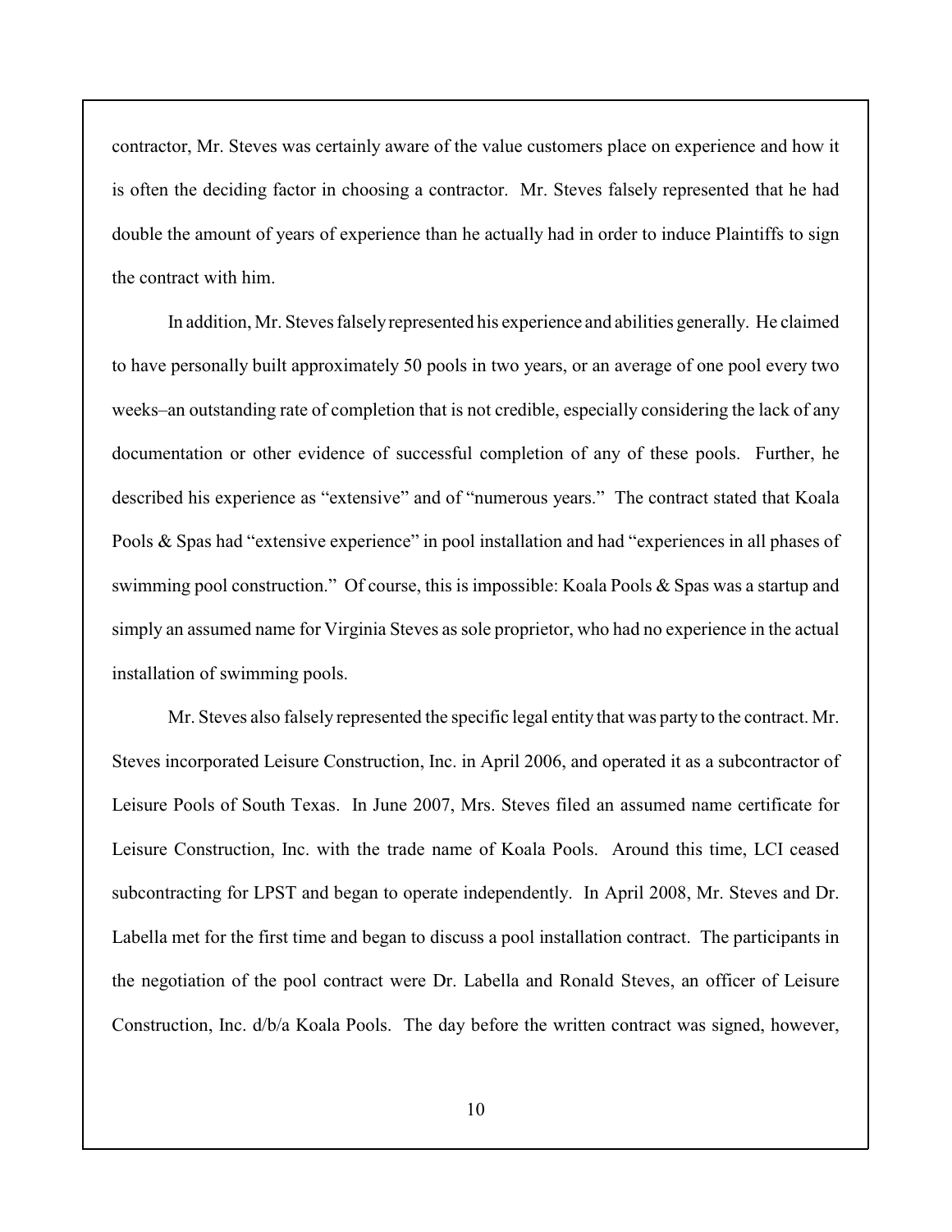contractor, Mr. Steves was certainly aware of the value customers place on experience and how it is often the deciding factor in choosing a contractor. Mr. Steves falsely represented that he had double the amount of years of experience than he actually had in order to induce Plaintiffs to sign the contract with him.

In addition, Mr. Steves falsely represented his experience and abilities generally. He claimed to have personally built approximately 50 pools in two years, or an average of one pool every two weeks–an outstanding rate of completion that is not credible, especially considering the lack of any documentation or other evidence of successful completion of any of these pools. Further, he described his experience as "extensive" and of "numerous years." The contract stated that Koala Pools & Spas had "extensive experience" in pool installation and had "experiences in all phases of swimming pool construction." Of course, this is impossible: Koala Pools & Spas was a startup and simply an assumed name for Virginia Steves as sole proprietor, who had no experience in the actual installation of swimming pools.

Mr. Steves also falsely represented the specific legal entity that was party to the contract. Mr. Steves incorporated Leisure Construction, Inc. in April 2006, and operated it as a subcontractor of Leisure Pools of South Texas. In June 2007, Mrs. Steves filed an assumed name certificate for Leisure Construction, Inc. with the trade name of Koala Pools. Around this time, LCI ceased subcontracting for LPST and began to operate independently. In April 2008, Mr. Steves and Dr. Labella met for the first time and began to discuss a pool installation contract. The participants in the negotiation of the pool contract were Dr. Labella and Ronald Steves, an officer of Leisure Construction, Inc. d/b/a Koala Pools. The day before the written contract was signed, however,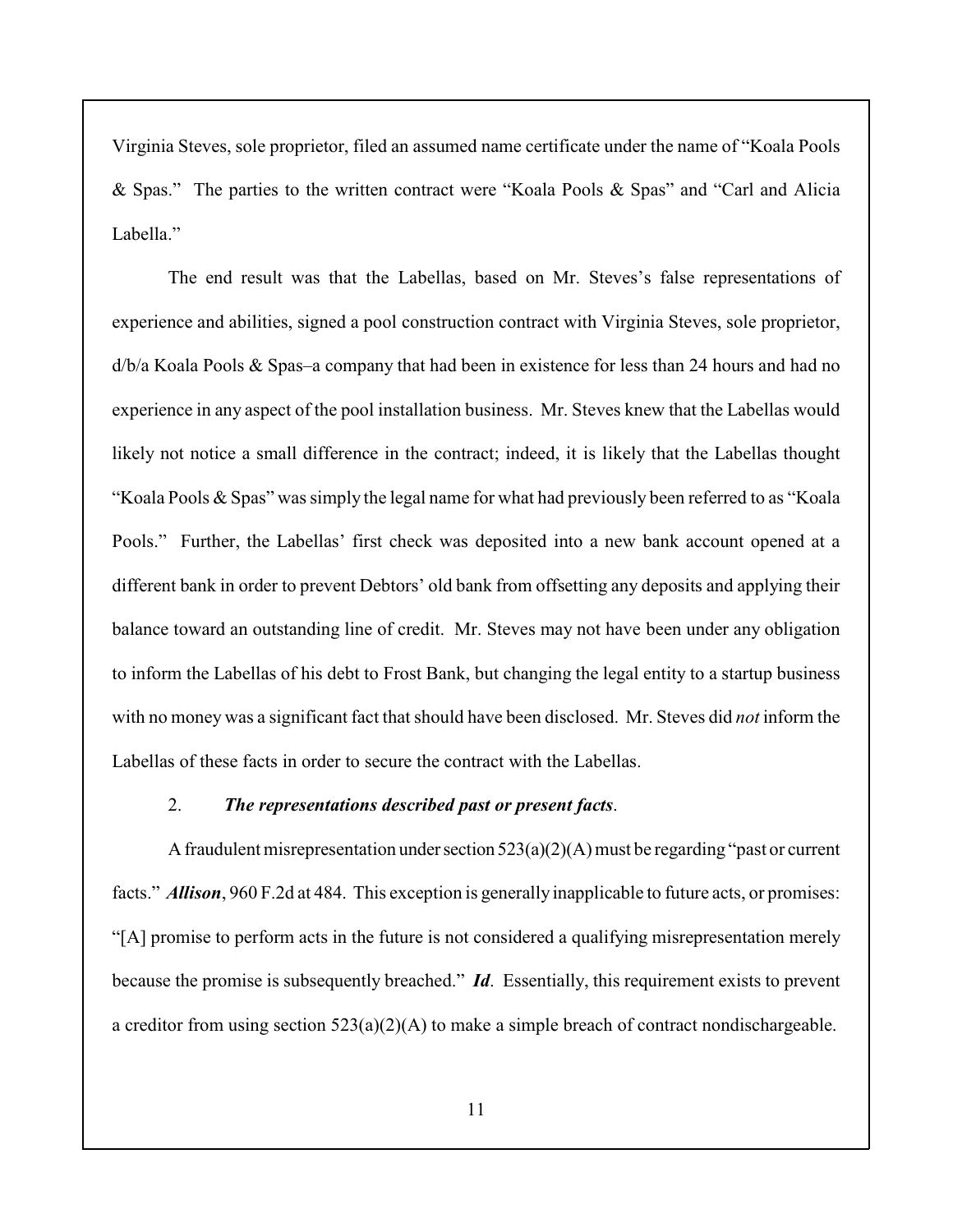Virginia Steves, sole proprietor, filed an assumed name certificate under the name of "Koala Pools & Spas." The parties to the written contract were "Koala Pools & Spas" and "Carl and Alicia Labella."

The end result was that the Labellas, based on Mr. Steves's false representations of experience and abilities, signed a pool construction contract with Virginia Steves, sole proprietor, d/b/a Koala Pools & Spas–a company that had been in existence for less than 24 hours and had no experience in any aspect of the pool installation business. Mr. Steves knew that the Labellas would likely not notice a small difference in the contract; indeed, it is likely that the Labellas thought "Koala Pools & Spas" was simply the legal name for what had previously been referred to as "Koala Pools." Further, the Labellas' first check was deposited into a new bank account opened at a different bank in order to prevent Debtors' old bank from offsetting any deposits and applying their balance toward an outstanding line of credit. Mr. Steves may not have been under any obligation to inform the Labellas of his debt to Frost Bank, but changing the legal entity to a startup business with no money was a significant fact that should have been disclosed. Mr. Steves did *not* inform the Labellas of these facts in order to secure the contract with the Labellas.

2. ***The representations described past or present facts*.**

A fraudulent misrepresentation under section 523(a)(2)(A) must be regarding "past or current facts." ***Allison***, 960 F.2d at 484. This exception is generally inapplicable to future acts, or promises: "[A] promise to perform acts in the future is not considered a qualifying misrepresentation merely because the promise is subsequently breached." ***Id***. Essentially, this requirement exists to prevent a creditor from using section 523(a)(2)(A) to make a simple breach of contract nondischargeable.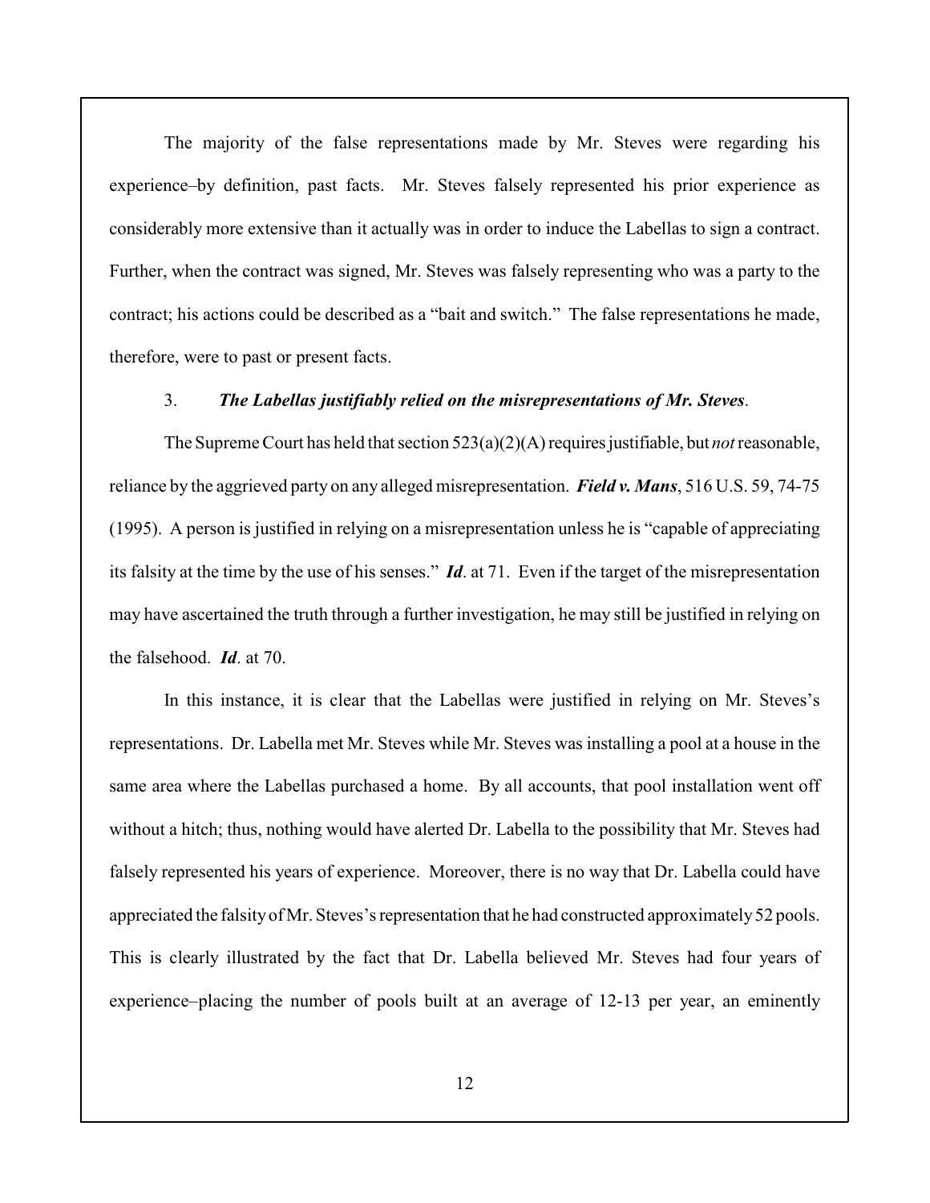The majority of the false representations made by Mr. Steves were regarding his experience–by definition, past facts. Mr. Steves falsely represented his prior experience as considerably more extensive than it actually was in order to induce the Labellas to sign a contract. Further, when the contract was signed, Mr. Steves was falsely representing who was a party to the contract; his actions could be described as a "bait and switch." The false representations he made, therefore, were to past or present facts.

3. ***The Labellas justifiably relied on the misrepresentations of Mr. Steves*.**

The Supreme Court has held that section 523(a)(2)(A) requires justifiable, but *not* reasonable, reliance by the aggrieved party on any alleged misrepresentation. ***Field v. Mans***, 516 U.S. 59, 74-75 (1995). A person is justified in relying on a misrepresentation unless he is "capable of appreciating its falsity at the time by the use of his senses." ***Id***. at 71. Even if the target of the misrepresentation may have ascertained the truth through a further investigation, he may still be justified in relying on the falsehood. ***Id***. at 70.

In this instance, it is clear that the Labellas were justified in relying on Mr. Steves's representations. Dr. Labella met Mr. Steves while Mr. Steves was installing a pool at a house in the same area where the Labellas purchased a home. By all accounts, that pool installation went off without a hitch; thus, nothing would have alerted Dr. Labella to the possibility that Mr. Steves had falsely represented his years of experience. Moreover, there is no way that Dr. Labella could have appreciated the falsity of Mr. Steves's representation that he had constructed approximately 52 pools. This is clearly illustrated by the fact that Dr. Labella believed Mr. Steves had four years of experience–placing the number of pools built at an average of 12-13 per year, an eminently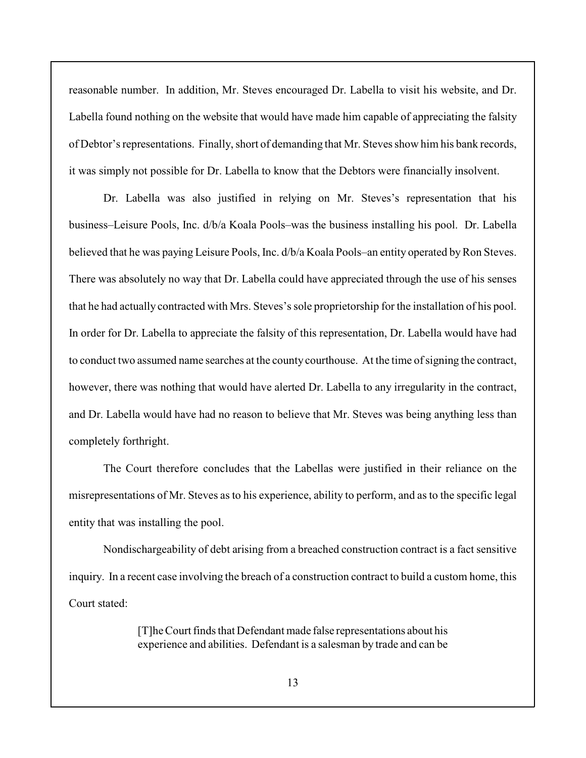reasonable number. In addition, Mr. Steves encouraged Dr. Labella to visit his website, and Dr. Labella found nothing on the website that would have made him capable of appreciating the falsity of Debtor's representations. Finally, short of demanding that Mr. Steves show him his bank records, it was simply not possible for Dr. Labella to know that the Debtors were financially insolvent.

Dr. Labella was also justified in relying on Mr. Steves's representation that his business–Leisure Pools, Inc. d/b/a Koala Pools–was the business installing his pool. Dr. Labella believed that he was paying Leisure Pools, Inc. d/b/a Koala Pools–an entity operated by Ron Steves. There was absolutely no way that Dr. Labella could have appreciated through the use of his senses that he had actually contracted with Mrs. Steves's sole proprietorship for the installation of his pool. In order for Dr. Labella to appreciate the falsity of this representation, Dr. Labella would have had to conduct two assumed name searches at the county courthouse. At the time of signing the contract, however, there was nothing that would have alerted Dr. Labella to any irregularity in the contract, and Dr. Labella would have had no reason to believe that Mr. Steves was being anything less than completely forthright.

The Court therefore concludes that the Labellas were justified in their reliance on the misrepresentations of Mr. Steves as to his experience, ability to perform, and as to the specific legal entity that was installing the pool.

Nondischargeability of debt arising from a breached construction contract is a fact sensitive inquiry. In a recent case involving the breach of a construction contract to build a custom home, this Court stated:

> [T]he Court finds that Defendant made false representations about his experience and abilities. Defendant is a salesman by trade and can be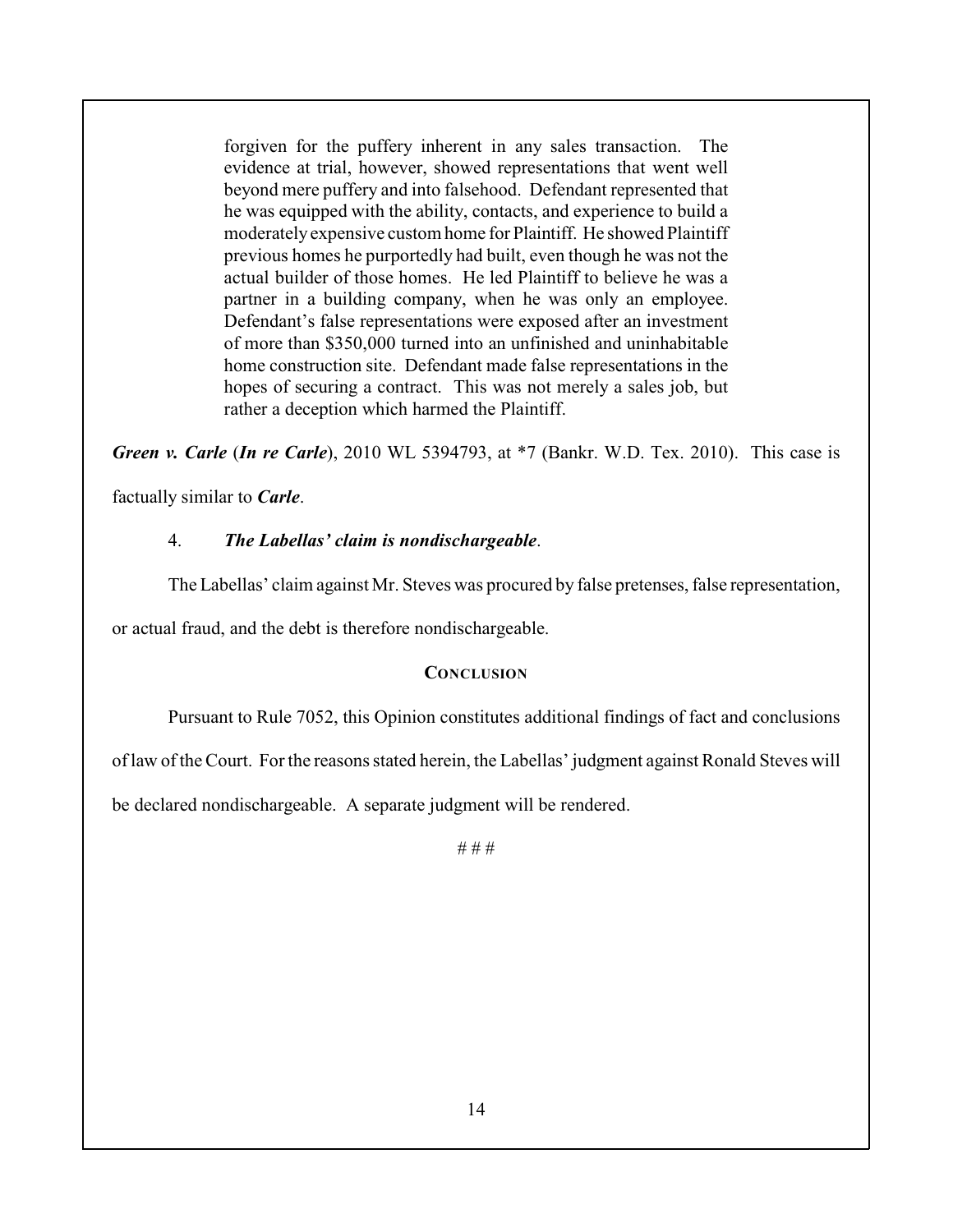> forgiven for the puffery inherent in any sales transaction. The evidence at trial, however, showed representations that went well beyond mere puffery and into falsehood. Defendant represented that he was equipped with the ability, contacts, and experience to build a moderately expensive custom home for Plaintiff. He showed Plaintiff previous homes he purportedly had built, even though he was not the actual builder of those homes. He led Plaintiff to believe he was a partner in a building company, when he was only an employee. Defendant's false representations were exposed after an investment of more than $350,000 turned into an unfinished and uninhabitable home construction site. Defendant made false representations in the hopes of securing a contract. This was not merely a sales job, but rather a deception which harmed the Plaintiff.

***Green v. Carle*** (***In re Carle***), 2010 WL 5394793, at *7 (Bankr. W.D. Tex. 2010). This case is factually similar to ***Carle***.

4. ***The Labellas' claim is nondischargeable***.

The Labellas' claim against Mr. Steves was procured by false pretenses, false representation, or actual fraud, and the debt is therefore nondischargeable.

**CONCLUSION**

Pursuant to Rule 7052, this Opinion constitutes additional findings of fact and conclusions of law of the Court. For the reasons stated herein, the Labellas' judgment against Ronald Steves will be declared nondischargeable. A separate judgment will be rendered.

# # #